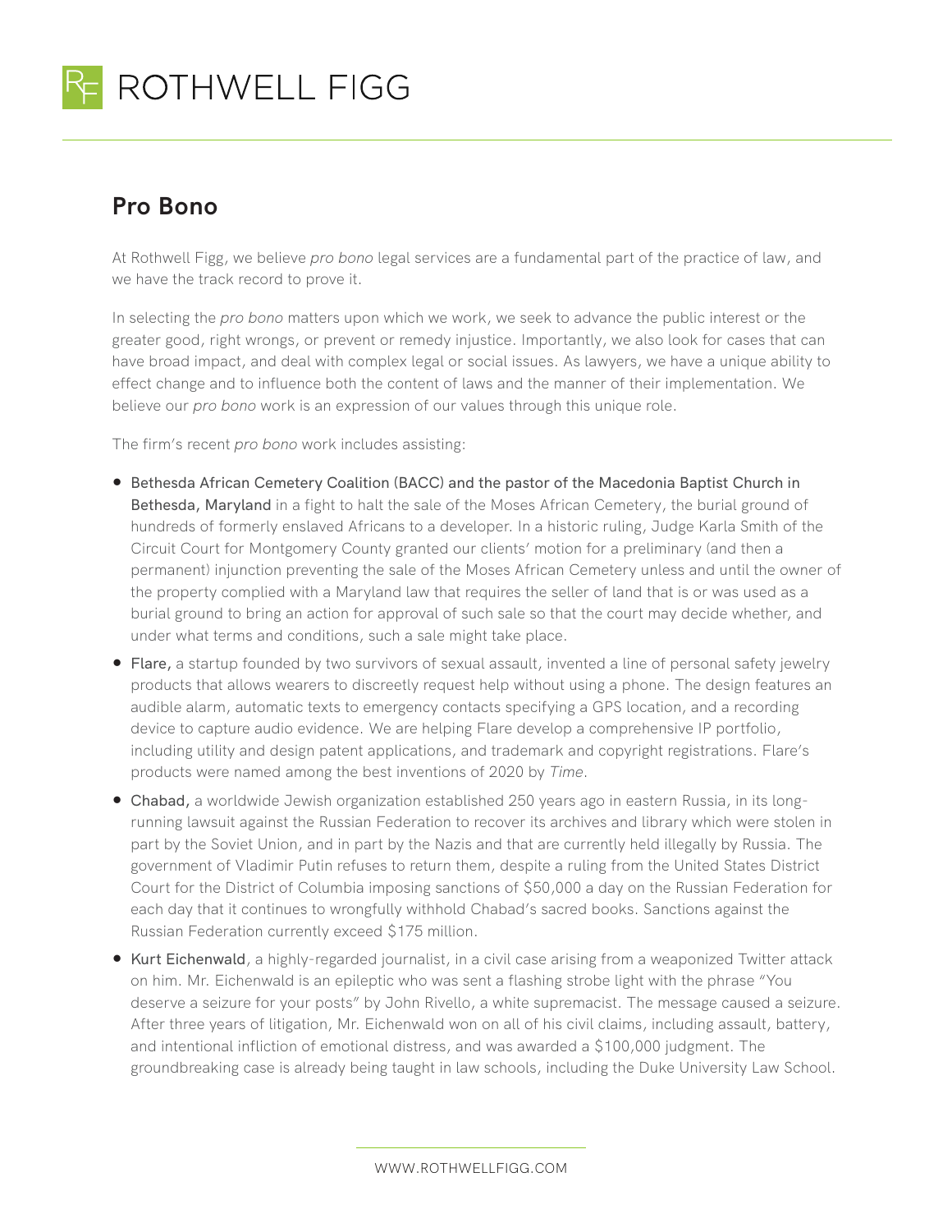# ROTHWELL FIGG

## Pro Bono

At Rothwell Figg, we believe *pro bono* legal services are a fundamental part of the practice of law, and we have the track record to prove it.

In selecting the *pro bono* matters upon which we work, we seek to advance the public interest or the greater good, right wrongs, or prevent or remedy injustice. Importantly, we also look for cases that can have broad impact, and deal with complex legal or social issues. As lawyers, we have a unique ability to effect change and to influence both the content of laws and the manner of their implementation. We believe our *pro bono* work is an expression of our values through this unique role.

The firm's recent *pro bono* work includes assisting:

- Bethesda African Cemetery Coalition (BACC) and the pastor of the Macedonia Baptist Church in Bethesda, Maryland in a fight to halt the sale of the Moses African Cemetery, the burial ground of hundreds of formerly enslaved Africans to a developer. In a historic ruling, Judge Karla Smith of the Circuit Court for Montgomery County granted our clients' motion for a preliminary (and then a permanent) injunction preventing the sale of the Moses African Cemetery unless and until the owner of the property complied with a Maryland law that requires the seller of land that is or was used as a burial ground to bring an action for approval of such sale so that the court may decide whether, and under what terms and conditions, such a sale might take place.
- Flare, a startup founded by two survivors of sexual assault, invented a line of personal safety jewelry products that allows wearers to discreetly request help without using a phone. The design features an audible alarm, automatic texts to emergency contacts specifying a GPS location, and a recording device to capture audio evidence. We are helping Flare develop a comprehensive IP portfolio, including utility and design patent applications, and trademark and copyright registrations. Flare's products were named among the best inventions of 2020 by *Time*.
- Chabad, a worldwide Jewish organization established 250 years ago in eastern Russia, in its long-running lawsuit against the Russian Federation to recover its archives and library which were stolen in part by the Soviet Union, and in part by the Nazis and that are currently held illegally by Russia. The government of Vladimir Putin refuses to return them, despite a ruling from the United States District Court for the District of Columbia imposing sanctions of $50,000 a day on the Russian Federation for each day that it continues to wrongfully withhold Chabad's sacred books. Sanctions against the Russian Federation currently exceed $175 million.
- Kurt Eichenwald, a highly-regarded journalist, in a civil case arising from a weaponized Twitter attack on him. Mr. Eichenwald is an epileptic who was sent a flashing strobe light with the phrase "You deserve a seizure for your posts" by John Rivello, a white supremacist. The message caused a seizure. After three years of litigation, Mr. Eichenwald won on all of his civil claims, including assault, battery, and intentional infliction of emotional distress, and was awarded a $100,000 judgment. The groundbreaking case is already being taught in law schools, including the Duke University Law School.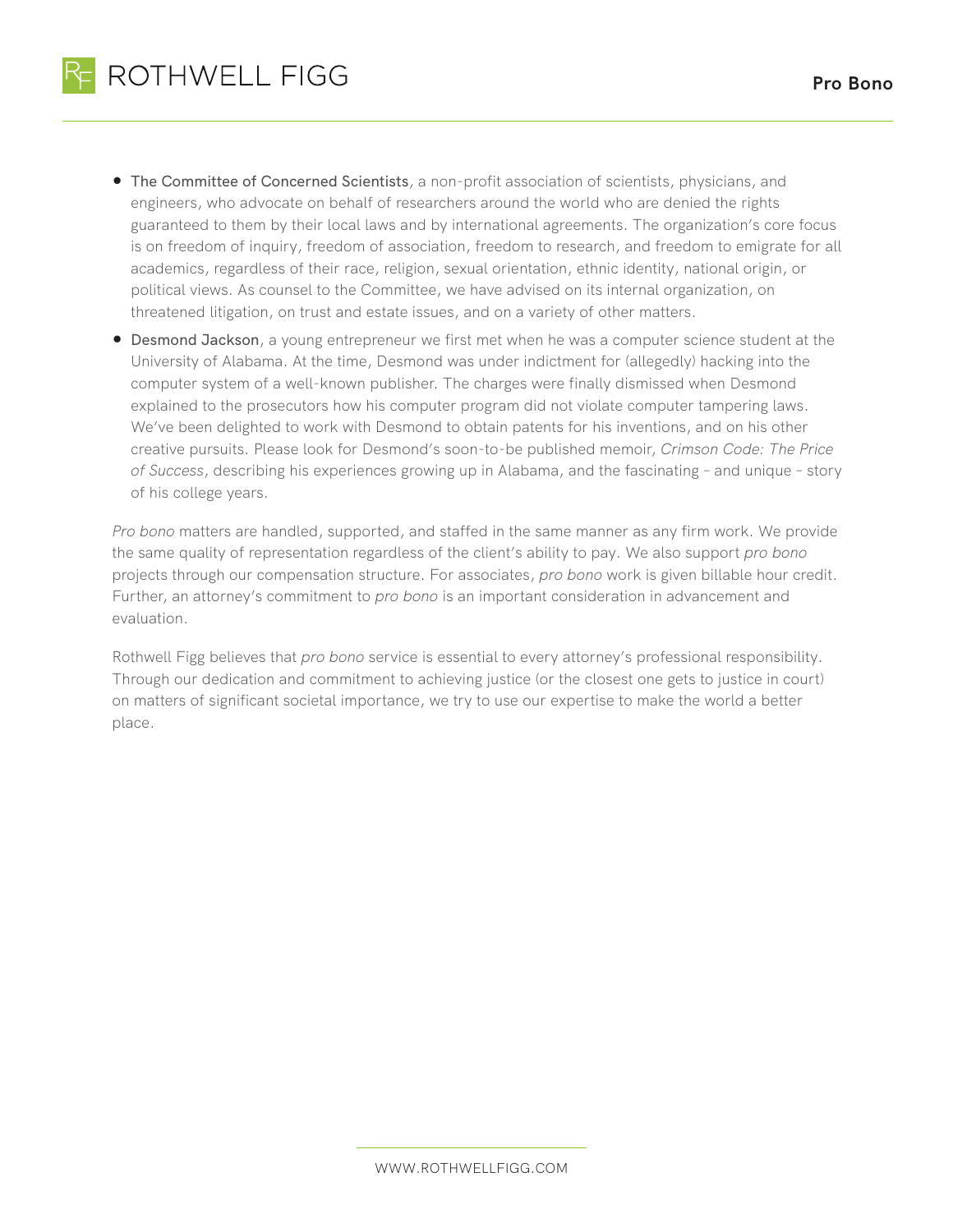- **The Committee of Concerned Scientists**, a non-profit association of scientists, physicians, and engineers, who advocate on behalf of researchers around the world who are denied the rights guaranteed to them by their local laws and by international agreements. The organization's core focus is on freedom of inquiry, freedom of association, freedom to research, and freedom to emigrate for all academics, regardless of their race, religion, sexual orientation, ethnic identity, national origin, or political views. As counsel to the Committee, we have advised on its internal organization, on threatened litigation, on trust and estate issues, and on a variety of other matters.
- **Desmond Jackson**, a young entrepreneur we first met when he was a computer science student at the University of Alabama. At the time, Desmond was under indictment for (allegedly) hacking into the computer system of a well-known publisher. The charges were finally dismissed when Desmond explained to the prosecutors how his computer program did not violate computer tampering laws. We've been delighted to work with Desmond to obtain patents for his inventions, and on his other creative pursuits. Please look for Desmond's soon-to-be published memoir, *Crimson Code: The Price of Success*, describing his experiences growing up in Alabama, and the fascinating - and unique - story of his college years.

*Pro bono* matters are handled, supported, and staffed in the same manner as any firm work. We provide the same quality of representation regardless of the client's ability to pay. We also support *pro bono* projects through our compensation structure. For associates, *pro bono* work is given billable hour credit. Further, an attorney's commitment to *pro bono* is an important consideration in advancement and evaluation.

Rothwell Figg believes that *pro bono* service is essential to every attorney's professional responsibility. Through our dedication and commitment to achieving justice (or the closest one gets to justice in court) on matters of significant societal importance, we try to use our expertise to make the world a better place.